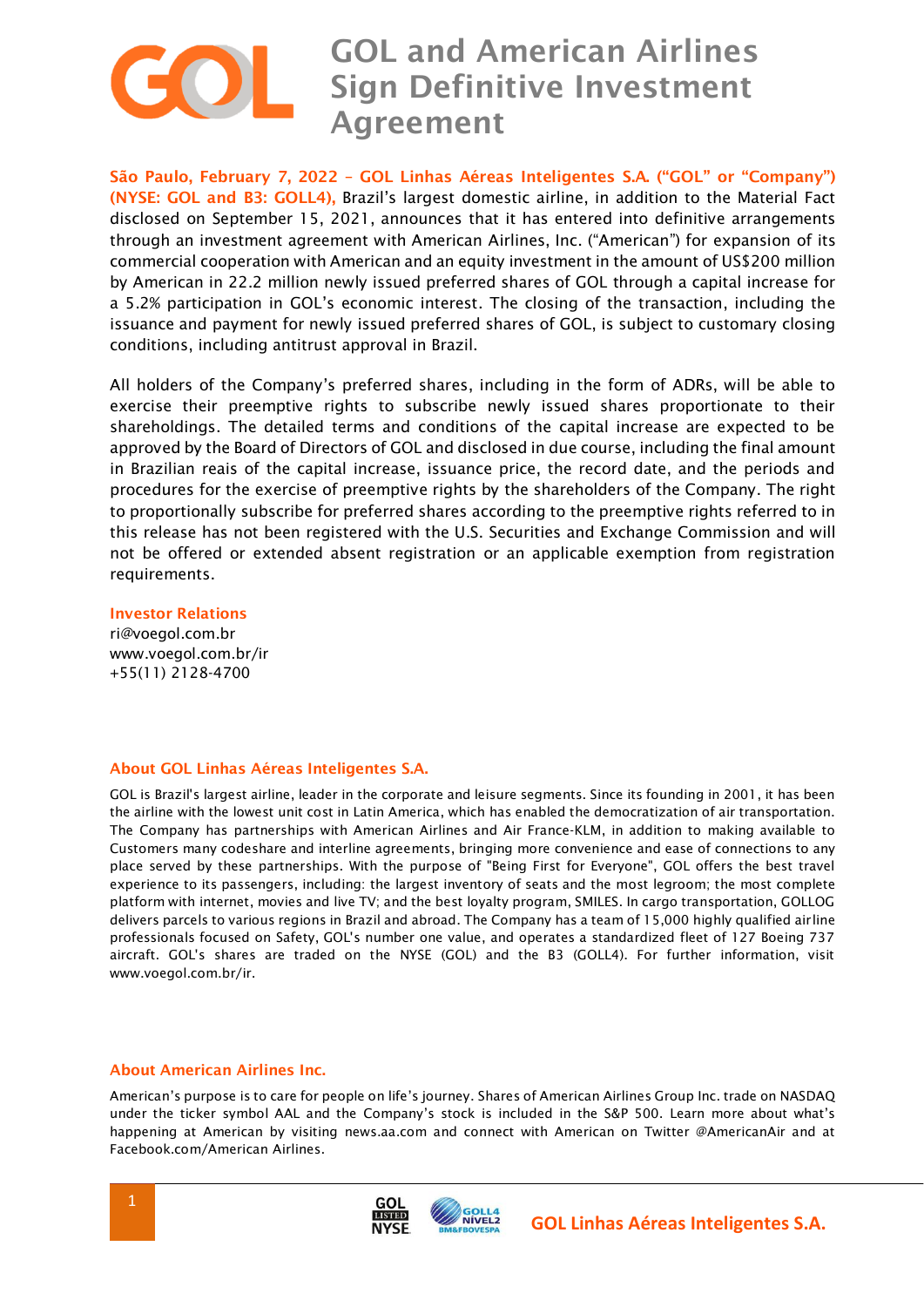# GOL and American Airlines Sign Definitive Investment Agreement

**São Paulo, February 7, 2022 – GOL Linhas Aéreas Inteligentes S.A. ("GOL" or "Company") (NYSE: GOL and B3: GOLL4),** Brazil's largest domestic airline, in addition to the Material Fact disclosed on September 15, 2021, announces that it has entered into definitive arrangements through an investment agreement with American Airlines, Inc. ("American") for expansion of its commercial cooperation with American and an equity investment in the amount of US$200 million by American in 22.2 million newly issued preferred shares of GOL through a capital increase for a 5.2% participation in GOL's economic interest. The closing of the transaction, including the issuance and payment for newly issued preferred shares of GOL, is subject to customary closing conditions, including antitrust approval in Brazil.

All holders of the Company's preferred shares, including in the form of ADRs, will be able to exercise their preemptive rights to subscribe newly issued shares proportionate to their shareholdings. The detailed terms and conditions of the capital increase are expected to be approved by the Board of Directors of GOL and disclosed in due course, including the final amount in Brazilian reais of the capital increase, issuance price, the record date, and the periods and procedures for the exercise of preemptive rights by the shareholders of the Company. The right to proportionally subscribe for preferred shares according to the preemptive rights referred to in this release has not been registered with the U.S. Securities and Exchange Commission and will not be offered or extended absent registration or an applicable exemption from registration requirements.

**Investor Relations**
ri@voegol.com.br
www.voegol.com.br/ir
+55(11) 2128-4700

## About GOL Linhas Aéreas Inteligentes S.A.

GOL is Brazil's largest airline, leader in the corporate and leisure segments. Since its founding in 2001, it has been the airline with the lowest unit cost in Latin America, which has enabled the democratization of air transportation. The Company has partnerships with American Airlines and Air France-KLM, in addition to making available to Customers many codeshare and interline agreements, bringing more convenience and ease of connections to any place served by these partnerships. With the purpose of "Being First for Everyone", GOL offers the best travel experience to its passengers, including: the largest inventory of seats and the most legroom; the most complete platform with internet, movies and live TV; and the best loyalty program, SMILES. In cargo transportation, GOLLOG delivers parcels to various regions in Brazil and abroad. The Company has a team of 15,000 highly qualified airline professionals focused on Safety, GOL's number one value, and operates a standardized fleet of 127 Boeing 737 aircraft. GOL's shares are traded on the NYSE (GOL) and the B3 (GOLL4). For further information, visit www.voegol.com.br/ir.

## About American Airlines Inc.

American's purpose is to care for people on life's journey. Shares of American Airlines Group Inc. trade on NASDAQ under the ticker symbol AAL and the Company's stock is included in the S&P 500. Learn more about what's happening at American by visiting news.aa.com and connect with American on Twitter @AmericanAir and at Facebook.com/American Airlines.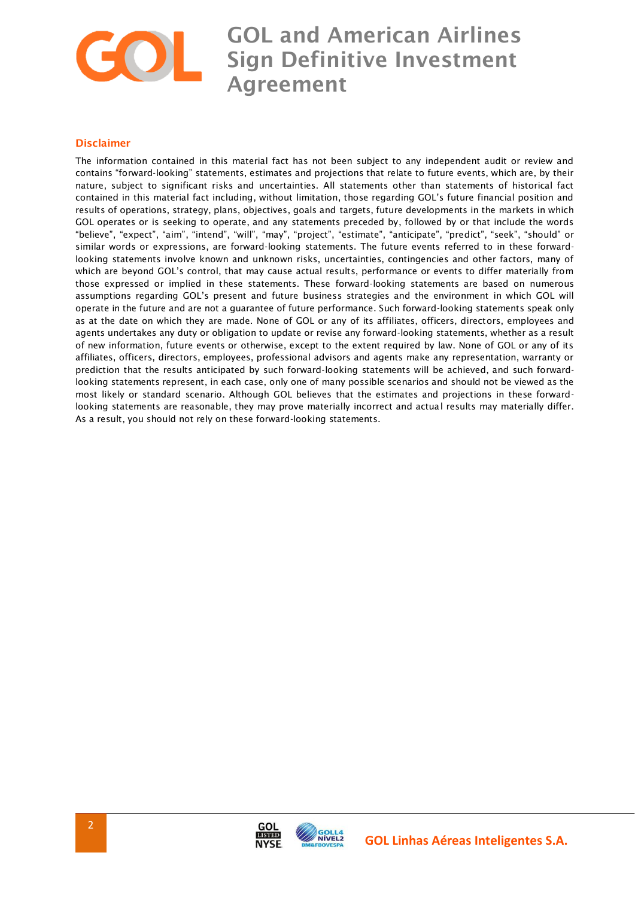## Disclaimer

The information contained in this material fact has not been subject to any independent audit or review and contains "forward-looking" statements, estimates and projections that relate to future events, which are, by their nature, subject to significant risks and uncertainties. All statements other than statements of historical fact contained in this material fact including, without limitation, those regarding GOL's future financial position and results of operations, strategy, plans, objectives, goals and targets, future developments in the markets in which GOL operates or is seeking to operate, and any statements preceded by, followed by or that include the words "believe", "expect", "aim", "intend", "will", "may", "project", "estimate", "anticipate", "predict", "seek", "should" or similar words or expressions, are forward-looking statements. The future events referred to in these forward-looking statements involve known and unknown risks, uncertainties, contingencies and other factors, many of which are beyond GOL's control, that may cause actual results, performance or events to differ materially from those expressed or implied in these statements. These forward-looking statements are based on numerous assumptions regarding GOL's present and future business strategies and the environment in which GOL will operate in the future and are not a guarantee of future performance. Such forward-looking statements speak only as at the date on which they are made. None of GOL or any of its affiliates, officers, directors, employees and agents undertakes any duty or obligation to update or revise any forward-looking statements, whether as a result of new information, future events or otherwise, except to the extent required by law. None of GOL or any of its affiliates, officers, directors, employees, professional advisors and agents make any representation, warranty or prediction that the results anticipated by such forward-looking statements will be achieved, and such forward-looking statements represent, in each case, only one of many possible scenarios and should not be viewed as the most likely or standard scenario. Although GOL believes that the estimates and projections in these forward-looking statements are reasonable, they may prove materially incorrect and actual results may materially differ. As a result, you should not rely on these forward-looking statements.